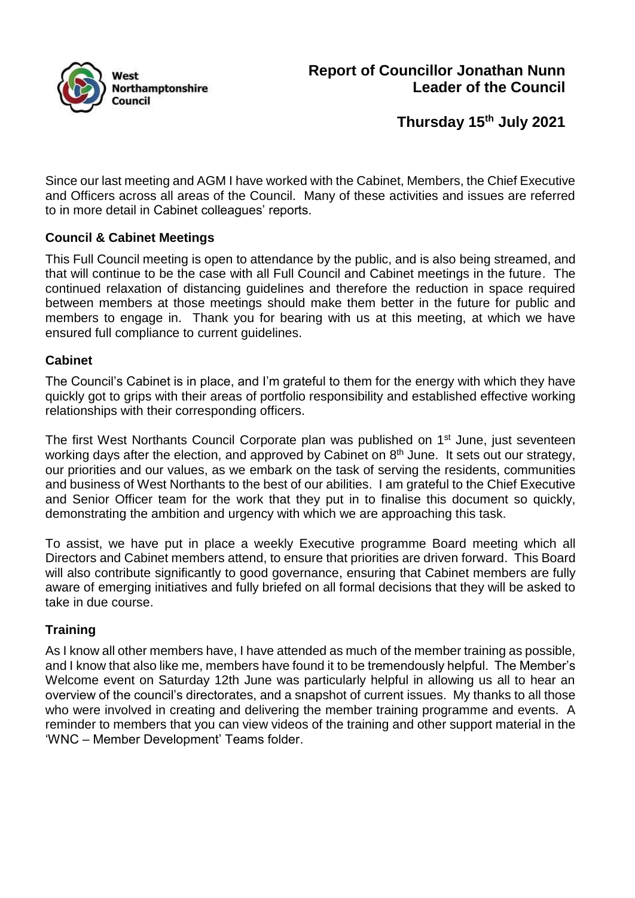West Northamptonshire Council

# Report of Councillor Jonathan Nunn
# Leader of the Council

## Thursday 15th July 2021

Since our last meeting and AGM I have worked with the Cabinet, Members, the Chief Executive and Officers across all areas of the Council. Many of these activities and issues are referred to in more detail in Cabinet colleagues' reports.

### Council & Cabinet Meetings

This Full Council meeting is open to attendance by the public, and is also being streamed, and that will continue to be the case with all Full Council and Cabinet meetings in the future. The continued relaxation of distancing guidelines and therefore the reduction in space required between members at those meetings should make them better in the future for public and members to engage in. Thank you for bearing with us at this meeting, at which we have ensured full compliance to current guidelines.

### Cabinet

The Council's Cabinet is in place, and I'm grateful to them for the energy with which they have quickly got to grips with their areas of portfolio responsibility and established effective working relationships with their corresponding officers.

The first West Northants Council Corporate plan was published on 1st June, just seventeen working days after the election, and approved by Cabinet on 8th June. It sets out our strategy, our priorities and our values, as we embark on the task of serving the residents, communities and business of West Northants to the best of our abilities. I am grateful to the Chief Executive and Senior Officer team for the work that they put in to finalise this document so quickly, demonstrating the ambition and urgency with which we are approaching this task.

To assist, we have put in place a weekly Executive programme Board meeting which all Directors and Cabinet members attend, to ensure that priorities are driven forward. This Board will also contribute significantly to good governance, ensuring that Cabinet members are fully aware of emerging initiatives and fully briefed on all formal decisions that they will be asked to take in due course.

### Training

As I know all other members have, I have attended as much of the member training as possible, and I know that also like me, members have found it to be tremendously helpful. The Member's Welcome event on Saturday 12th June was particularly helpful in allowing us all to hear an overview of the council's directorates, and a snapshot of current issues. My thanks to all those who were involved in creating and delivering the member training programme and events. A reminder to members that you can view videos of the training and other support material in the 'WNC – Member Development' Teams folder.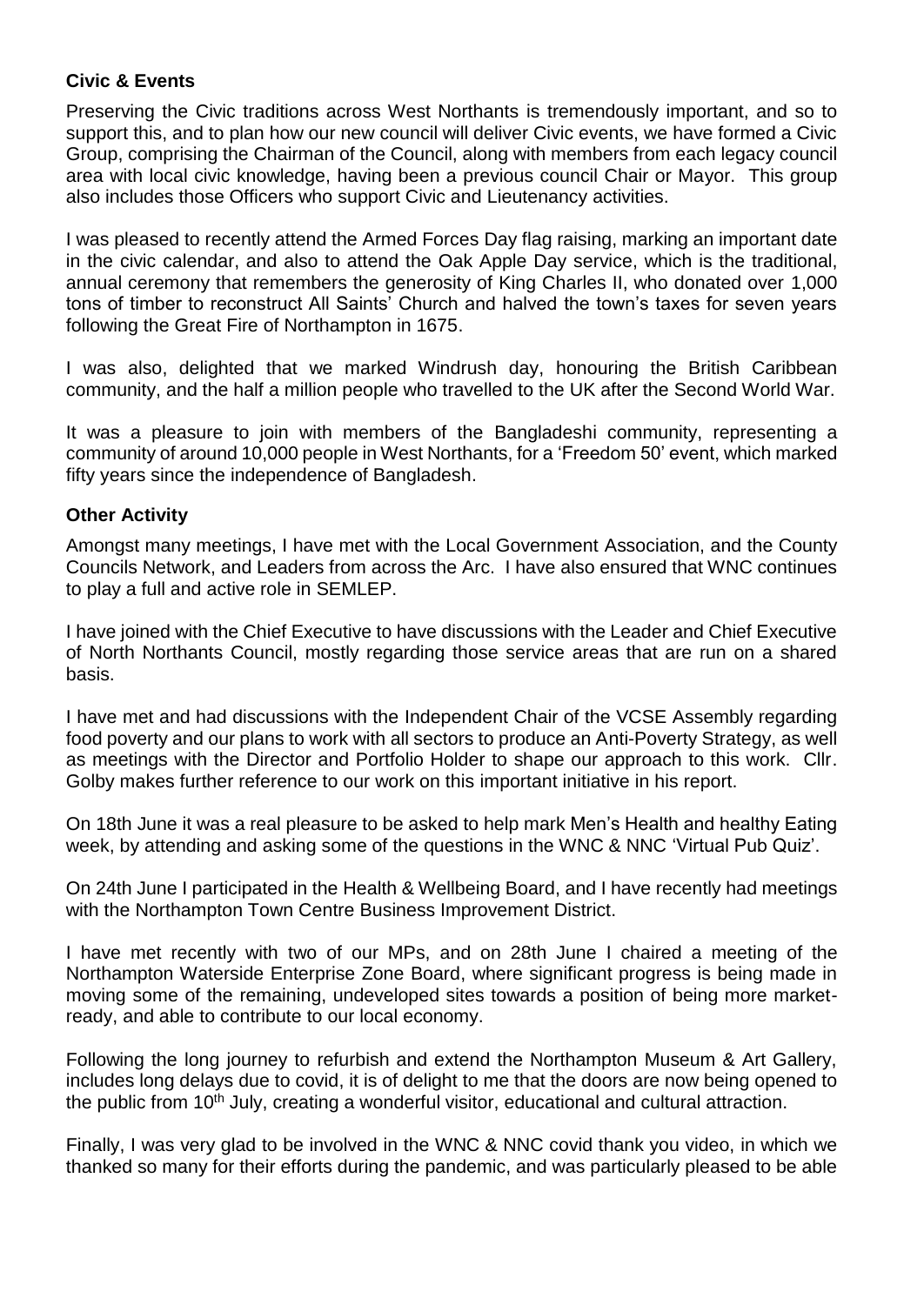### Civic & Events

Preserving the Civic traditions across West Northants is tremendously important, and so to support this, and to plan how our new council will deliver Civic events, we have formed a Civic Group, comprising the Chairman of the Council, along with members from each legacy council area with local civic knowledge, having been a previous council Chair or Mayor. This group also includes those Officers who support Civic and Lieutenancy activities.

I was pleased to recently attend the Armed Forces Day flag raising, marking an important date in the civic calendar, and also to attend the Oak Apple Day service, which is the traditional, annual ceremony that remembers the generosity of King Charles II, who donated over 1,000 tons of timber to reconstruct All Saints' Church and halved the town's taxes for seven years following the Great Fire of Northampton in 1675.

I was also, delighted that we marked Windrush day, honouring the British Caribbean community, and the half a million people who travelled to the UK after the Second World War.

It was a pleasure to join with members of the Bangladeshi community, representing a community of around 10,000 people in West Northants, for a 'Freedom 50' event, which marked fifty years since the independence of Bangladesh.

### Other Activity

Amongst many meetings, I have met with the Local Government Association, and the County Councils Network, and Leaders from across the Arc. I have also ensured that WNC continues to play a full and active role in SEMLEP.

I have joined with the Chief Executive to have discussions with the Leader and Chief Executive of North Northants Council, mostly regarding those service areas that are run on a shared basis.

I have met and had discussions with the Independent Chair of the VCSE Assembly regarding food poverty and our plans to work with all sectors to produce an Anti-Poverty Strategy, as well as meetings with the Director and Portfolio Holder to shape our approach to this work. Cllr. Golby makes further reference to our work on this important initiative in his report.

On 18th June it was a real pleasure to be asked to help mark Men's Health and healthy Eating week, by attending and asking some of the questions in the WNC & NNC 'Virtual Pub Quiz'.

On 24th June I participated in the Health & Wellbeing Board, and I have recently had meetings with the Northampton Town Centre Business Improvement District.

I have met recently with two of our MPs, and on 28th June I chaired a meeting of the Northampton Waterside Enterprise Zone Board, where significant progress is being made in moving some of the remaining, undeveloped sites towards a position of being more market-ready, and able to contribute to our local economy.

Following the long journey to refurbish and extend the Northampton Museum & Art Gallery, includes long delays due to covid, it is of delight to me that the doors are now being opened to the public from 10th July, creating a wonderful visitor, educational and cultural attraction.

Finally, I was very glad to be involved in the WNC & NNC covid thank you video, in which we thanked so many for their efforts during the pandemic, and was particularly pleased to be able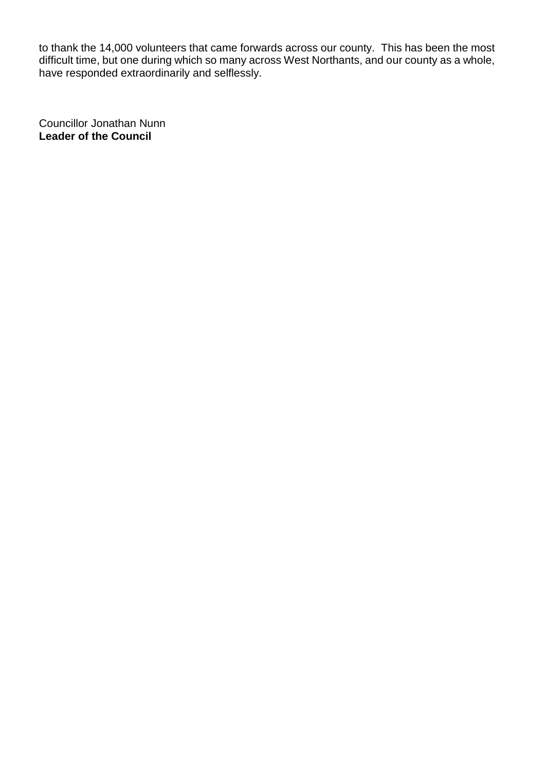to thank the 14,000 volunteers that came forwards across our county. This has been the most difficult time, but one during which so many across West Northants, and our county as a whole, have responded extraordinarily and selflessly.

Councillor Jonathan Nunn
**Leader of the Council**